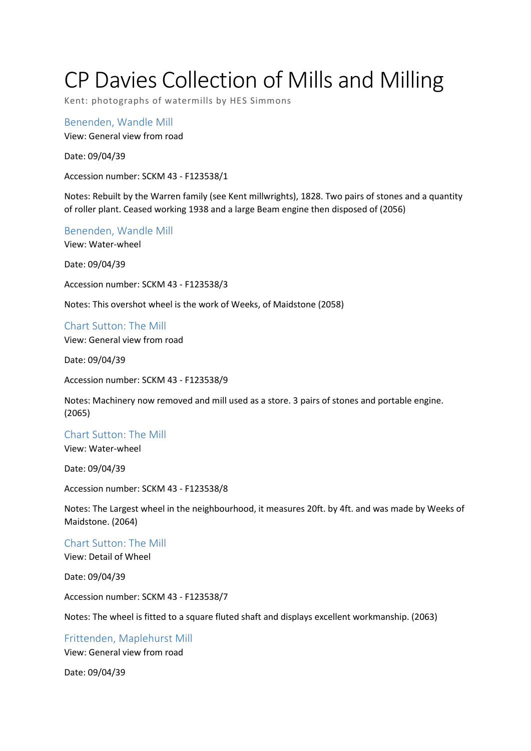# CP Davies Collection of Mills and Milling

Kent: photographs of watermills by HES Simmons

## Benenden, Wandle Mill

View: General view from road

Date: 09/04/39

Accession number: SCKM 43 - F123538/1

Notes: Rebuilt by the Warren family (see Kent millwrights), 1828. Two pairs of stones and a quantity of roller plant. Ceased working 1938 and a large Beam engine then disposed of (2056)

## Benenden, Wandle Mill

View: Water-wheel

Date: 09/04/39

Accession number: SCKM 43 - F123538/3

Notes: This overshot wheel is the work of Weeks, of Maidstone (2058)

## Chart Sutton: The Mill

View: General view from road

Date: 09/04/39

Accession number: SCKM 43 - F123538/9

Notes: Machinery now removed and mill used as a store. 3 pairs of stones and portable engine. (2065)

## Chart Sutton: The Mill

View: Water-wheel

Date: 09/04/39

Accession number: SCKM 43 - F123538/8

Notes: The Largest wheel in the neighbourhood, it measures 20ft. by 4ft. and was made by Weeks of Maidstone. (2064)

## Chart Sutton: The Mill

View: Detail of Wheel

Date: 09/04/39

Accession number: SCKM 43 - F123538/7

Notes: The wheel is fitted to a square fluted shaft and displays excellent workmanship. (2063)

## Frittenden, Maplehurst Mill

View: General view from road

Date: 09/04/39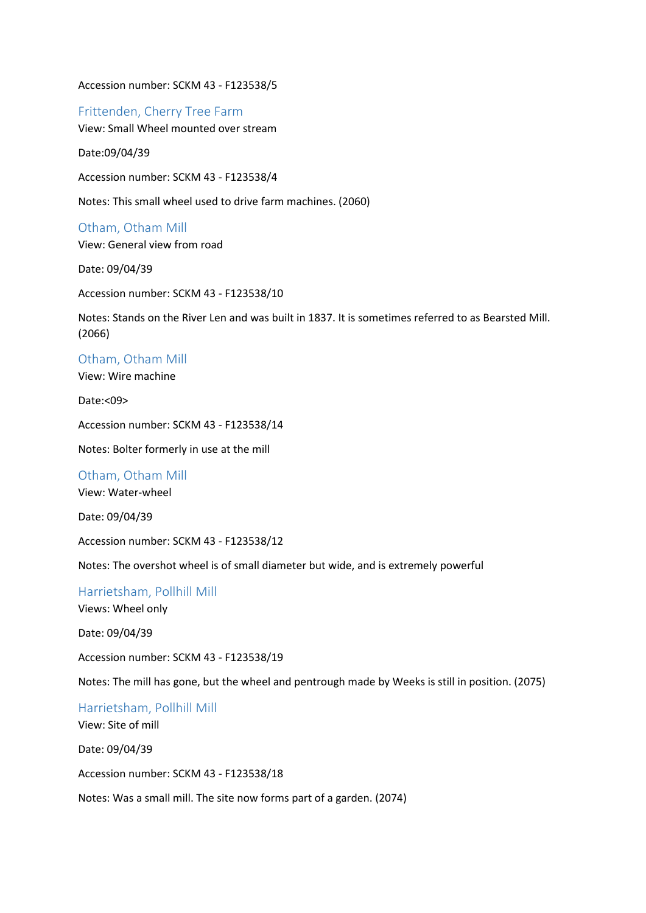Accession number: SCKM 43 - F123538/5

## Frittenden, Cherry Tree Farm

View: Small Wheel mounted over stream

Date:09/04/39

Accession number: SCKM 43 - F123538/4

Notes: This small wheel used to drive farm machines. (2060)

## Otham, Otham Mill

View: General view from road

Date: 09/04/39

Accession number: SCKM 43 - F123538/10

Notes: Stands on the River Len and was built in 1837. It is sometimes referred to as Bearsted Mill. (2066)

## Otham, Otham Mill

View: Wire machine

Date:<09>

Accession number: SCKM 43 - F123538/14

Notes: Bolter formerly in use at the mill

## Otham, Otham Mill

View: Water-wheel

Date: 09/04/39

Accession number: SCKM 43 - F123538/12

Notes: The overshot wheel is of small diameter but wide, and is extremely powerful

## Harrietsham, Pollhill Mill

Views: Wheel only

Date: 09/04/39

Accession number: SCKM 43 - F123538/19

Notes: The mill has gone, but the wheel and pentrough made by Weeks is still in position. (2075)

## Harrietsham, Pollhill Mill

View: Site of mill

Date: 09/04/39

Accession number: SCKM 43 - F123538/18

Notes: Was a small mill. The site now forms part of a garden. (2074)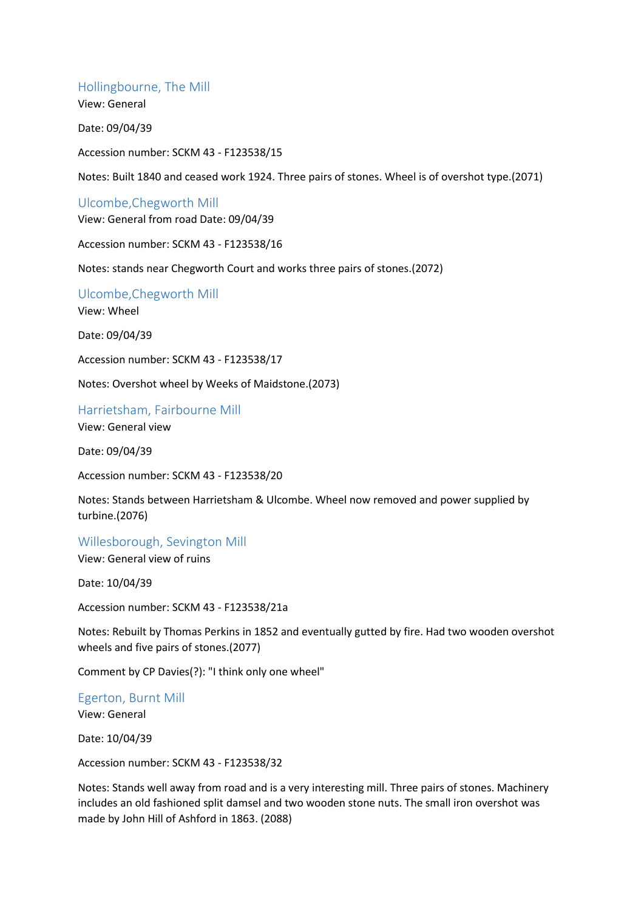## Hollingbourne, The Mill

View: General

Date: 09/04/39

Accession number: SCKM 43 - F123538/15

Notes: Built 1840 and ceased work 1924. Three pairs of stones. Wheel is of overshot type.(2071)

## Ulcombe,Chegworth Mill

View: General from road Date: 09/04/39

Accession number: SCKM 43 - F123538/16

Notes: stands near Chegworth Court and works three pairs of stones.(2072)

## Ulcombe,Chegworth Mill

View: Wheel

Date: 09/04/39

Accession number: SCKM 43 - F123538/17

Notes: Overshot wheel by Weeks of Maidstone.(2073)

## Harrietsham, Fairbourne Mill

View: General view

Date: 09/04/39

Accession number: SCKM 43 - F123538/20

Notes: Stands between Harrietsham & Ulcombe. Wheel now removed and power supplied by turbine.(2076)

## Willesborough, Sevington Mill

View: General view of ruins

Date: 10/04/39

Accession number: SCKM 43 - F123538/21a

Notes: Rebuilt by Thomas Perkins in 1852 and eventually gutted by fire. Had two wooden overshot wheels and five pairs of stones.(2077)

Comment by CP Davies(?): "I think only one wheel"

## Egerton, Burnt Mill

View: General

Date: 10/04/39

Accession number: SCKM 43 - F123538/32

Notes: Stands well away from road and is a very interesting mill. Three pairs of stones. Machinery includes an old fashioned split damsel and two wooden stone nuts. The small iron overshot was made by John Hill of Ashford in 1863. (2088)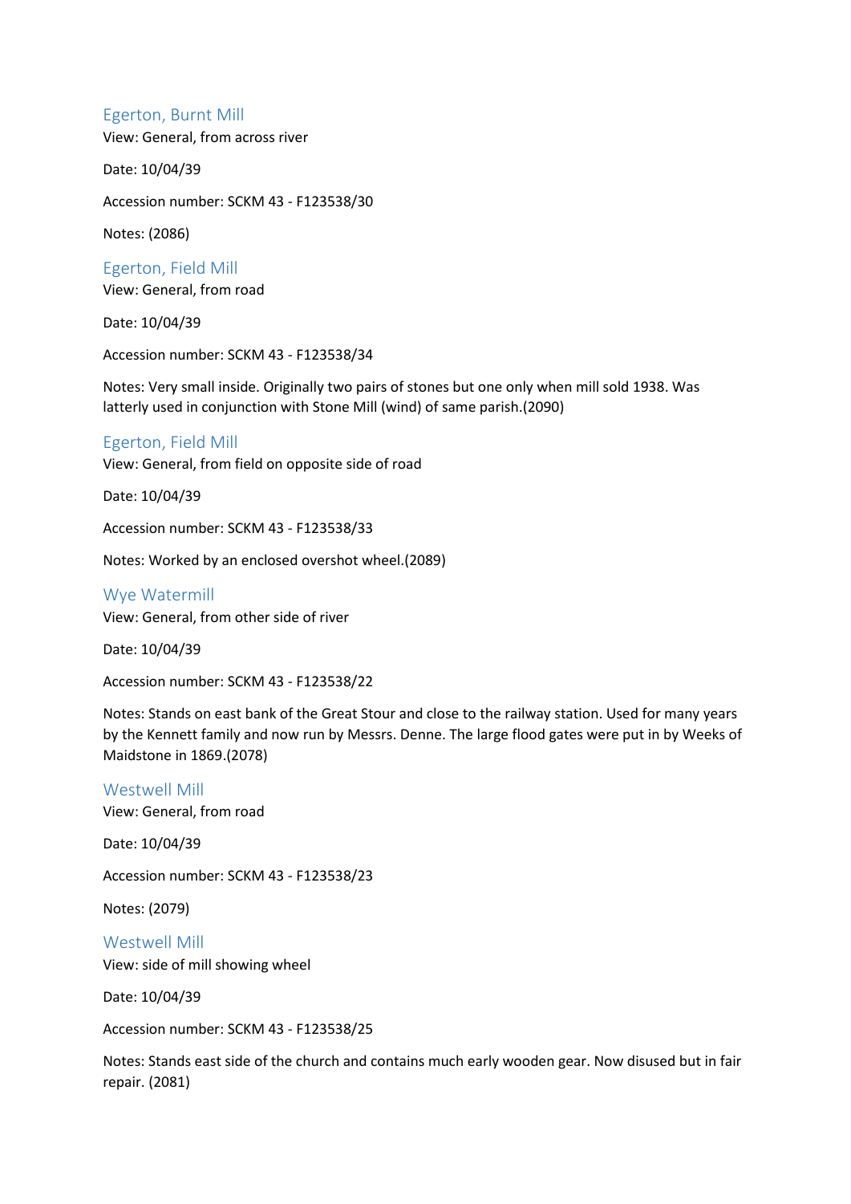## Egerton, Burnt Mill

View: General, from across river

Date: 10/04/39

Accession number: SCKM 43 - F123538/30

Notes: (2086)

## Egerton, Field Mill

View: General, from road

Date: 10/04/39

Accession number: SCKM 43 - F123538/34

Notes: Very small inside. Originally two pairs of stones but one only when mill sold 1938. Was latterly used in conjunction with Stone Mill (wind) of same parish.(2090)

## Egerton, Field Mill

View: General, from field on opposite side of road

Date: 10/04/39

Accession number: SCKM 43 - F123538/33

Notes: Worked by an enclosed overshot wheel.(2089)

## Wye Watermill

View: General, from other side of river

Date: 10/04/39

Accession number: SCKM 43 - F123538/22

Notes: Stands on east bank of the Great Stour and close to the railway station. Used for many years by the Kennett family and now run by Messrs. Denne. The large flood gates were put in by Weeks of Maidstone in 1869.(2078)

## Westwell Mill

View: General, from road

Date: 10/04/39

Accession number: SCKM 43 - F123538/23

Notes: (2079)

## Westwell Mill

View: side of mill showing wheel

Date: 10/04/39

Accession number: SCKM 43 - F123538/25

Notes: Stands east side of the church and contains much early wooden gear. Now disused but in fair repair. (2081)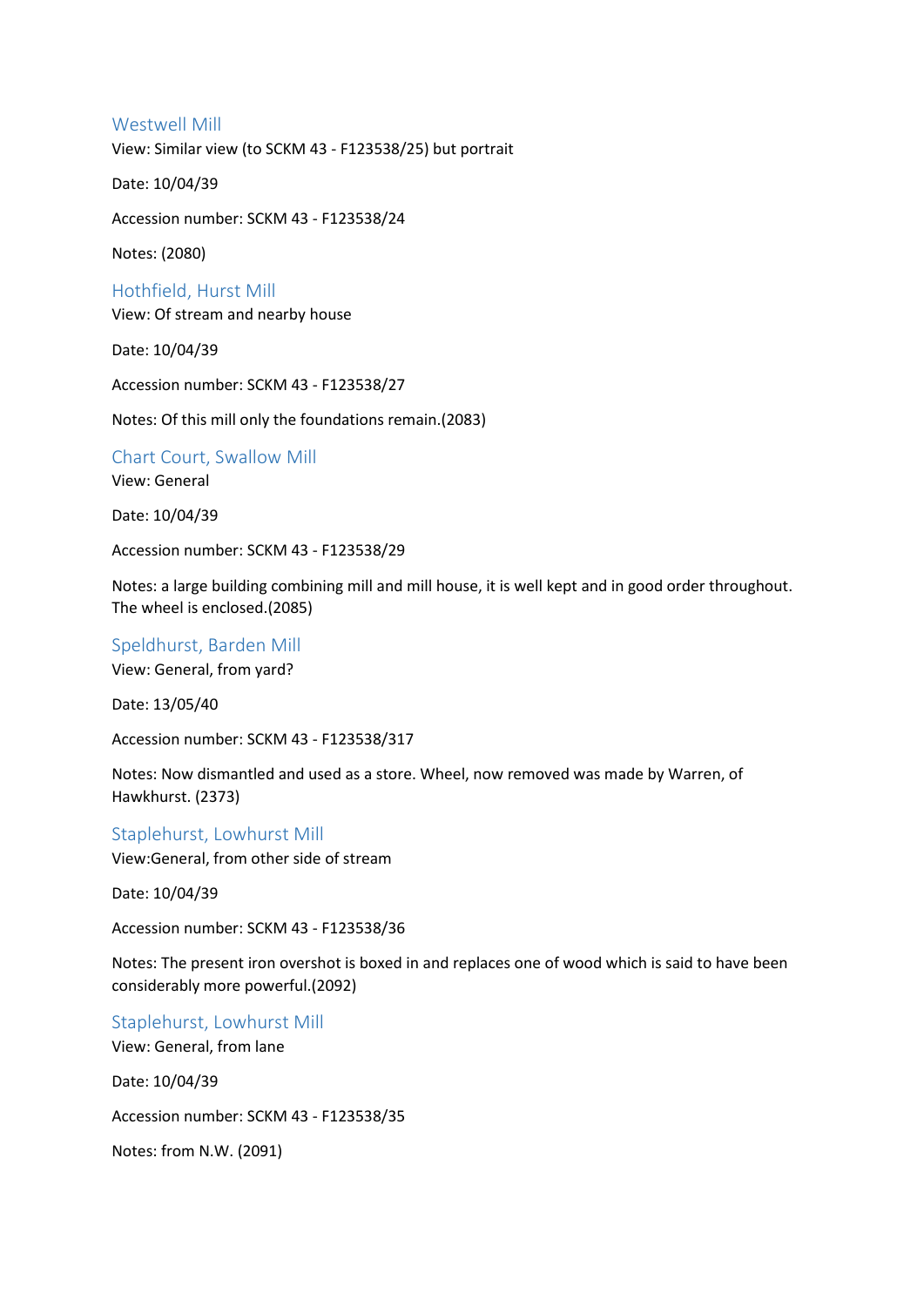### Westwell Mill

View: Similar view (to SCKM 43 - F123538/25) but portrait

Date: 10/04/39

Accession number: SCKM 43 - F123538/24

Notes: (2080)

### Hothfield, Hurst Mill

View: Of stream and nearby house

Date: 10/04/39

Accession number: SCKM 43 - F123538/27

Notes: Of this mill only the foundations remain.(2083)

### Chart Court, Swallow Mill

View: General

Date: 10/04/39

Accession number: SCKM 43 - F123538/29

Notes: a large building combining mill and mill house, it is well kept and in good order throughout. The wheel is enclosed.(2085)

### Speldhurst, Barden Mill

View: General, from yard?

Date: 13/05/40

Accession number: SCKM 43 - F123538/317

Notes: Now dismantled and used as a store. Wheel, now removed was made by Warren, of Hawkhurst. (2373)

### Staplehurst, Lowhurst Mill

View:General, from other side of stream

Date: 10/04/39

Accession number: SCKM 43 - F123538/36

Notes: The present iron overshot is boxed in and replaces one of wood which is said to have been considerably more powerful.(2092)

### Staplehurst, Lowhurst Mill

View: General, from lane

Date: 10/04/39

Accession number: SCKM 43 - F123538/35

Notes: from N.W. (2091)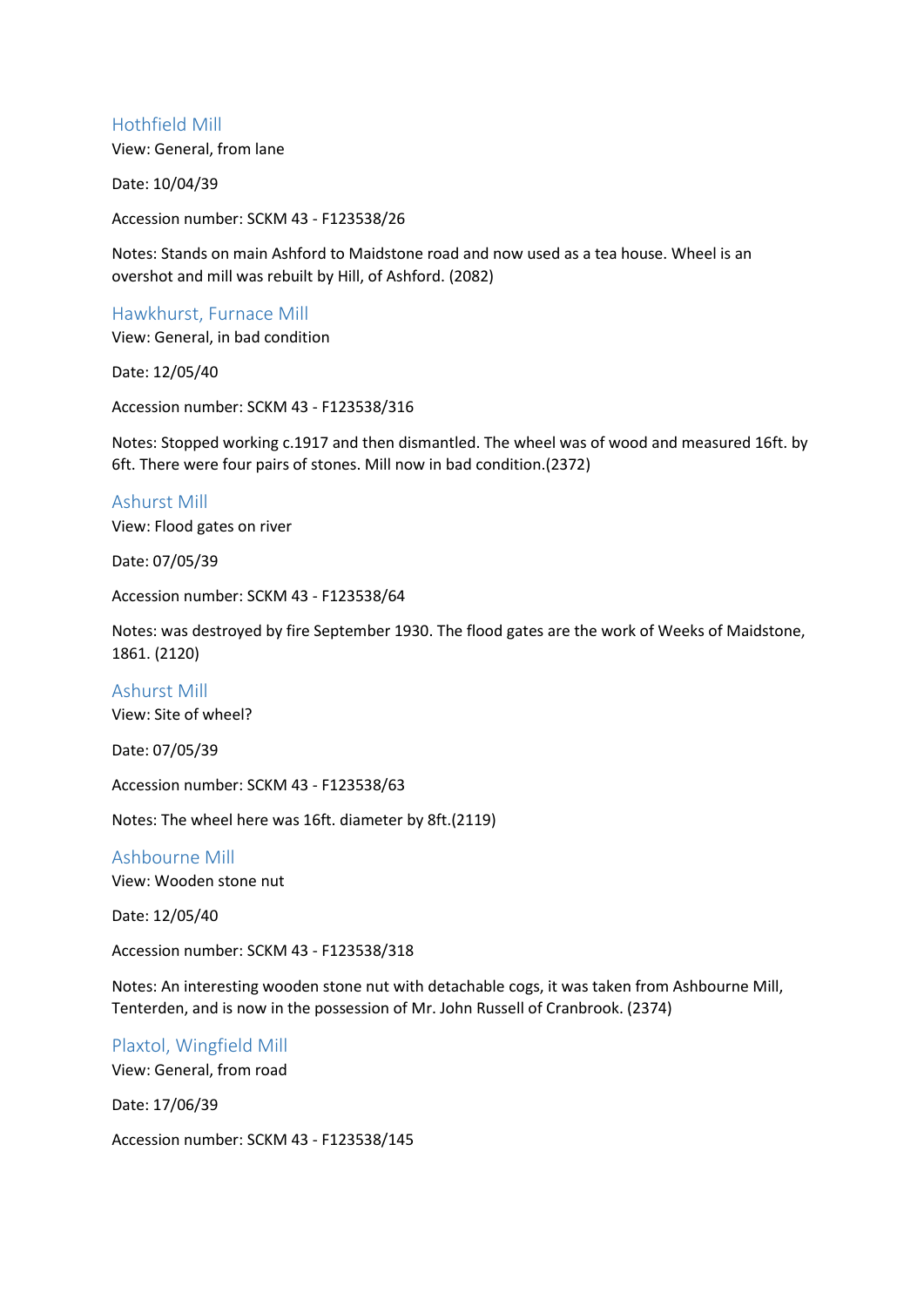## Hothfield Mill

View: General, from lane

Date: 10/04/39

Accession number: SCKM 43 - F123538/26

Notes: Stands on main Ashford to Maidstone road and now used as a tea house. Wheel is an overshot and mill was rebuilt by Hill, of Ashford. (2082)

## Hawkhurst, Furnace Mill

View: General, in bad condition

Date: 12/05/40

Accession number: SCKM 43 - F123538/316

Notes: Stopped working c.1917 and then dismantled. The wheel was of wood and measured 16ft. by 6ft. There were four pairs of stones. Mill now in bad condition.(2372)

## Ashurst Mill

View: Flood gates on river

Date: 07/05/39

Accession number: SCKM 43 - F123538/64

Notes: was destroyed by fire September 1930. The flood gates are the work of Weeks of Maidstone, 1861. (2120)

## Ashurst Mill

View: Site of wheel?

Date: 07/05/39

Accession number: SCKM 43 - F123538/63

Notes: The wheel here was 16ft. diameter by 8ft.(2119)

## Ashbourne Mill

View: Wooden stone nut

Date: 12/05/40

Accession number: SCKM 43 - F123538/318

Notes: An interesting wooden stone nut with detachable cogs, it was taken from Ashbourne Mill, Tenterden, and is now in the possession of Mr. John Russell of Cranbrook. (2374)

## Plaxtol, Wingfield Mill

View: General, from road

Date: 17/06/39

Accession number: SCKM 43 - F123538/145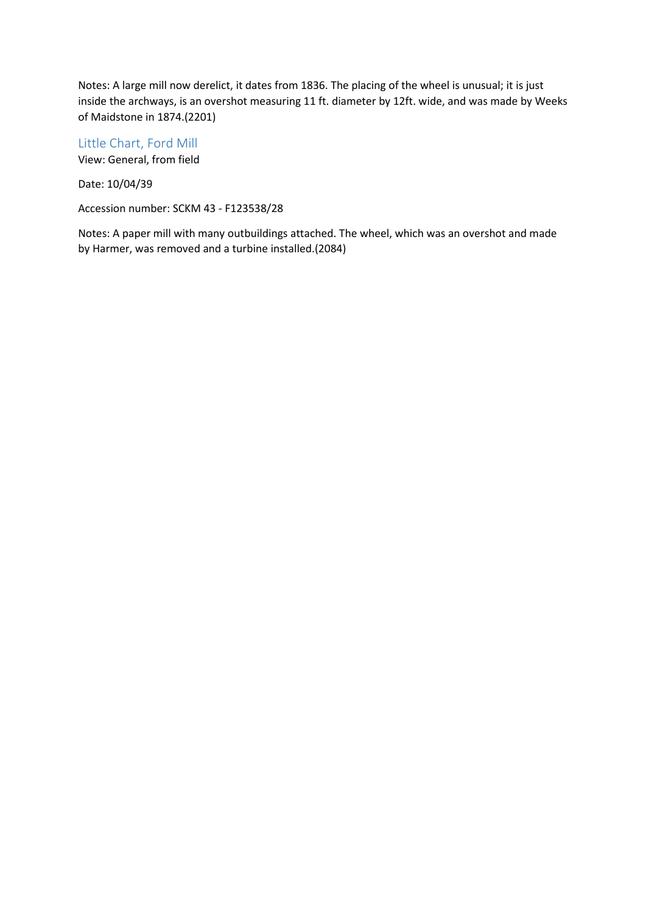Notes: A large mill now derelict, it dates from 1836. The placing of the wheel is unusual; it is just inside the archways, is an overshot measuring 11 ft. diameter by 12ft. wide, and was made by Weeks of Maidstone in 1874.(2201)

## Little Chart, Ford Mill

View: General, from field

Date: 10/04/39

Accession number: SCKM 43 - F123538/28

Notes: A paper mill with many outbuildings attached. The wheel, which was an overshot and made by Harmer, was removed and a turbine installed.(2084)